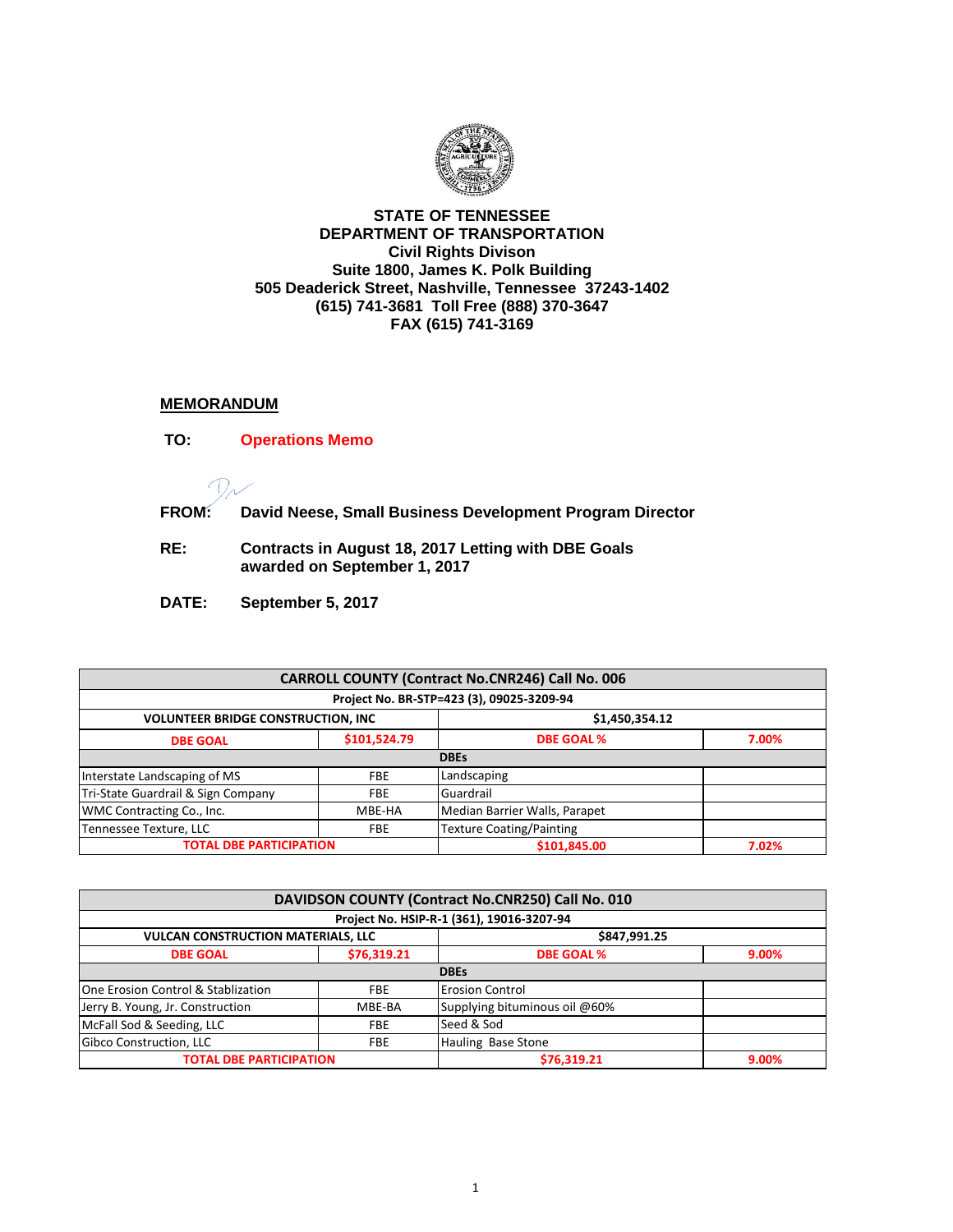**STATE OF TENNESSEE**
**DEPARTMENT OF TRANSPORTATION**
**Civil Rights Divison**
**Suite 1800, James K. Polk Building**
**505 Deaderick Street, Nashville, Tennessee 37243-1402**
**(615) 741-3681 Toll Free (888) 370-3647**
**FAX (615) 741-3169**

## MEMORANDUM

**TO:** **Operations Memo**

**FROM:** **David Neese, Small Business Development Program Director**

**RE:** **Contracts in August 18, 2017 Letting with DBE Goals awarded on September 1, 2017**

**DATE:** **September 5, 2017**

| CARROLL COUNTY (Contract No.CNR246) Call No. 006 | | | |
|---|---|---|---|
| Project No. BR-STP=423 (3), 09025-3209-94 | | | |
| VOLUNTEER BRIDGE CONSTRUCTION, INC | | $1,450,354.12 | |
| DBE GOAL | $101,524.79 | DBE GOAL % | 7.00% |
| DBEs | | | |
| Interstate Landscaping of MS | FBE | Landscaping | |
| Tri-State Guardrail & Sign Company | FBE | Guardrail | |
| WMC Contracting Co., Inc. | MBE-HA | Median Barrier Walls, Parapet | |
| Tennessee Texture, LLC | FBE | Texture Coating/Painting | |
| TOTAL DBE PARTICIPATION | | $101,845.00 | 7.02% |

| DAVIDSON COUNTY (Contract No.CNR250) Call No. 010 | | | |
|---|---|---|---|
| Project No. HSIP-R-1 (361), 19016-3207-94 | | | |
| VULCAN CONSTRUCTION MATERIALS, LLC | | $847,991.25 | |
| DBE GOAL | $76,319.21 | DBE GOAL % | 9.00% |
| DBEs | | | |
| One Erosion Control & Stablization | FBE | Erosion Control | |
| Jerry B. Young, Jr. Construction | MBE-BA | Supplying bituminous oil @60% | |
| McFall Sod & Seeding, LLC | FBE | Seed & Sod | |
| Gibco Construction, LLC | FBE | Hauling Base Stone | |
| TOTAL DBE PARTICIPATION | | $76,319.21 | 9.00% |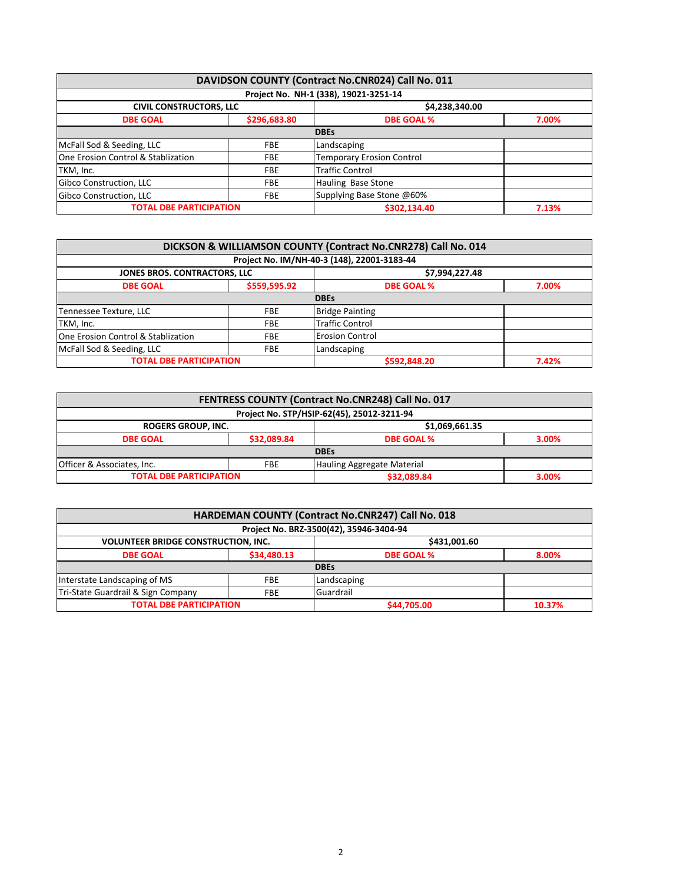| DAVIDSON COUNTY (Contract No.CNR024) Call No. 011 | | | |
|---|---|---|---|
| Project No. NH-1 (338), 19021-3251-14 | | | |
| CIVIL CONSTRUCTORS, LLC | | $4,238,340.00 | |
| DBE GOAL | $296,683.80 | DBE GOAL % | 7.00% |
| DBEs | | | |
| McFall Sod & Seeding, LLC | FBE | Landscaping | |
| One Erosion Control & Stablization | FBE | Temporary Erosion Control | |
| TKM, Inc. | FBE | Traffic Control | |
| Gibco Construction, LLC | FBE | Hauling Base Stone | |
| Gibco Construction, LLC | FBE | Supplying Base Stone @60% | |
| TOTAL DBE PARTICIPATION | | $302,134.40 | 7.13% |

| DICKSON & WILLIAMSON COUNTY (Contract No.CNR278) Call No. 014 | | | |
|---|---|---|---|
| Project No. IM/NH-40-3 (148), 22001-3183-44 | | | |
| JONES BROS. CONTRACTORS, LLC | | $7,994,227.48 | |
| DBE GOAL | $559,595.92 | DBE GOAL % | 7.00% |
| DBEs | | | |
| Tennessee Texture, LLC | FBE | Bridge Painting | |
| TKM, Inc. | FBE | Traffic Control | |
| One Erosion Control & Stablization | FBE | Erosion Control | |
| McFall Sod & Seeding, LLC | FBE | Landscaping | |
| TOTAL DBE PARTICIPATION | | $592,848.20 | 7.42% |

| FENTRESS COUNTY (Contract No.CNR248) Call No. 017 | | | |
|---|---|---|---|
| Project No. STP/HSIP-62(45), 25012-3211-94 | | | |
| ROGERS GROUP, INC. | | $1,069,661.35 | |
| DBE GOAL | $32,089.84 | DBE GOAL % | 3.00% |
| DBEs | | | |
| Officer & Associates, Inc. | FBE | Hauling Aggregate Material | |
| TOTAL DBE PARTICIPATION | | $32,089.84 | 3.00% |

| HARDEMAN COUNTY (Contract No.CNR247) Call No. 018 | | | |
|---|---|---|---|
| Project No. BRZ-3500(42), 35946-3404-94 | | | |
| VOLUNTEER BRIDGE CONSTRUCTION, INC. | | $431,001.60 | |
| DBE GOAL | $34,480.13 | DBE GOAL % | 8.00% |
| DBEs | | | |
| Interstate Landscaping of MS | FBE | Landscaping | |
| Tri-State Guardrail & Sign Company | FBE | Guardrail | |
| TOTAL DBE PARTICIPATION | | $44,705.00 | 10.37% |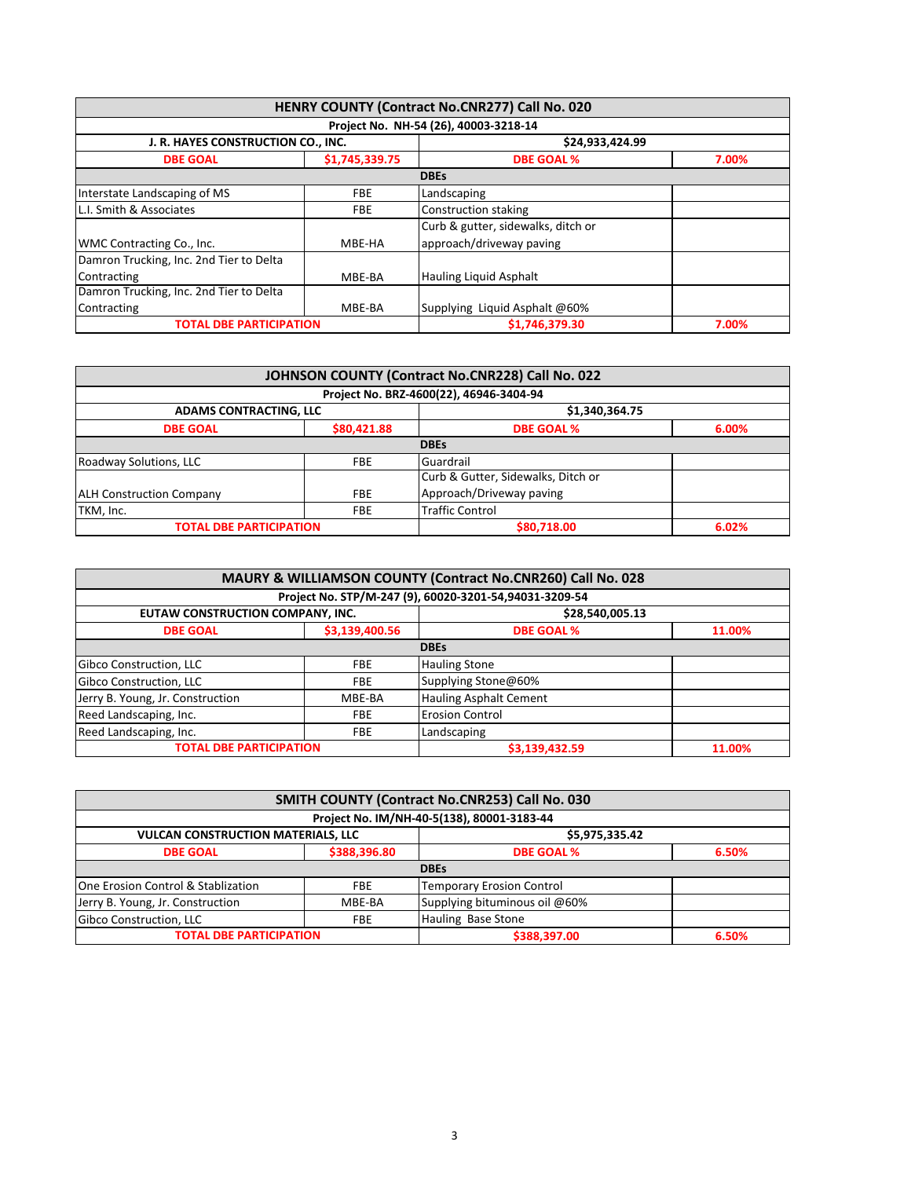| HENRY COUNTY (Contract No.CNR277) Call No. 020 | | | |
|---|---|---|---|
| Project No. NH-54 (26), 40003-3218-14 | | | |
| J. R. HAYES CONSTRUCTION CO., INC. | | $24,933,424.99 | |
| DBE GOAL | $1,745,339.75 | DBE GOAL % | 7.00% |
| DBEs | | | |
| Interstate Landscaping of MS | FBE | Landscaping | |
| L.I. Smith & Associates | FBE | Construction staking | |
| WMC Contracting Co., Inc. | MBE-HA | Curb & gutter, sidewalks, ditch or approach/driveway paving | |
| Damron Trucking, Inc. 2nd Tier to Delta Contracting | MBE-BA | Hauling Liquid Asphalt | |
| Damron Trucking, Inc. 2nd Tier to Delta Contracting | MBE-BA | Supplying Liquid Asphalt @60% | |
| TOTAL DBE PARTICIPATION | | $1,746,379.30 | 7.00% |

| JOHNSON COUNTY (Contract No.CNR228) Call No. 022 | | | |
|---|---|---|---|
| Project No. BRZ-4600(22), 46946-3404-94 | | | |
| ADAMS CONTRACTING, LLC | | $1,340,364.75 | |
| DBE GOAL | $80,421.88 | DBE GOAL % | 6.00% |
| DBEs | | | |
| Roadway Solutions, LLC | FBE | Guardrail | |
| ALH Construction Company | FBE | Curb & Gutter, Sidewalks, Ditch or Approach/Driveway paving | |
| TKM, Inc. | FBE | Traffic Control | |
| TOTAL DBE PARTICIPATION | | $80,718.00 | 6.02% |

| MAURY & WILLIAMSON COUNTY (Contract No.CNR260) Call No. 028 | | | |
|---|---|---|---|
| Project No. STP/M-247 (9), 60020-3201-54,94031-3209-54 | | | |
| EUTAW CONSTRUCTION COMPANY, INC. | | $28,540,005.13 | |
| DBE GOAL | $3,139,400.56 | DBE GOAL % | 11.00% |
| DBEs | | | |
| Gibco Construction, LLC | FBE | Hauling Stone | |
| Gibco Construction, LLC | FBE | Supplying Stone@60% | |
| Jerry B. Young, Jr. Construction | MBE-BA | Hauling Asphalt Cement | |
| Reed Landscaping, Inc. | FBE | Erosion Control | |
| Reed Landscaping, Inc. | FBE | Landscaping | |
| TOTAL DBE PARTICIPATION | | $3,139,432.59 | 11.00% |

| SMITH COUNTY (Contract No.CNR253) Call No. 030 | | | |
|---|---|---|---|
| Project No. IM/NH-40-5(138), 80001-3183-44 | | | |
| VULCAN CONSTRUCTION MATERIALS, LLC | | $5,975,335.42 | |
| DBE GOAL | $388,396.80 | DBE GOAL % | 6.50% |
| DBEs | | | |
| One Erosion Control & Stablization | FBE | Temporary Erosion Control | |
| Jerry B. Young, Jr. Construction | MBE-BA | Supplying bituminous oil @60% | |
| Gibco Construction, LLC | FBE | Hauling Base Stone | |
| TOTAL DBE PARTICIPATION | | $388,397.00 | 6.50% |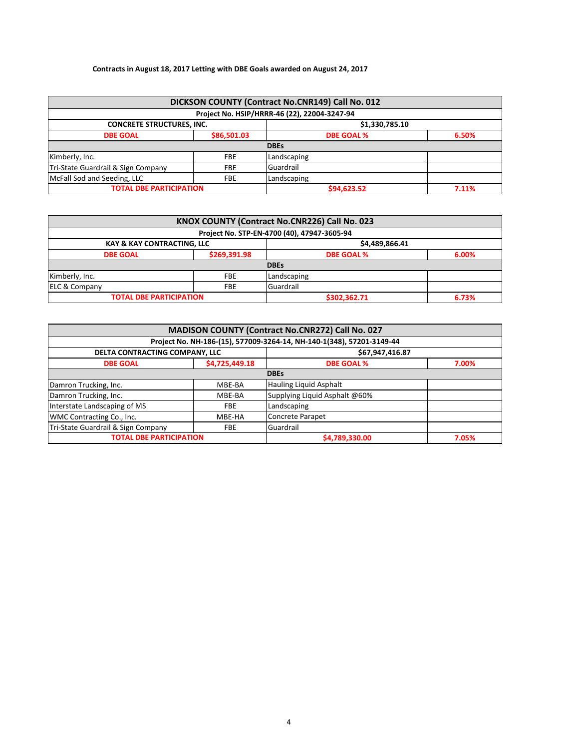**Contracts in August 18, 2017 Letting with DBE Goals awarded on August 24, 2017**

| | | | |
|---|---|---|---|
| **DICKSON COUNTY (Contract No.CNR149) Call No. 012** | | | |
| **Project No. HSIP/HRRR-46 (22), 22004-3247-94** | | | |
| **CONCRETE STRUCTURES, INC.** | | **$1,330,785.10** | |
| **DBE GOAL** | **$86,501.03** | **DBE GOAL %** | **6.50%** |
| **DBEs** | | | |
| Kimberly, Inc. | FBE | Landscaping | |
| Tri-State Guardrail & Sign Company | FBE | Guardrail | |
| McFall Sod and Seeding, LLC | FBE | Landscaping | |
| **TOTAL DBE PARTICIPATION** | | **$94,623.52** | **7.11%** |

| | | | |
|---|---|---|---|
| **KNOX COUNTY (Contract No.CNR226) Call No. 023** | | | |
| **Project No. STP-EN-4700 (40), 47947-3605-94** | | | |
| **KAY & KAY CONTRACTING, LLC** | | **$4,489,866.41** | |
| **DBE GOAL** | **$269,391.98** | **DBE GOAL %** | **6.00%** |
| **DBEs** | | | |
| Kimberly, Inc. | FBE | Landscaping | |
| ELC & Company | FBE | Guardrail | |
| **TOTAL DBE PARTICIPATION** | | **$302,362.71** | **6.73%** |

| | | | |
|---|---|---|---|
| **MADISON COUNTY (Contract No.CNR272) Call No. 027** | | | |
| **Project No. NH-186-(15), 577009-3264-14, NH-140-1(348), 57201-3149-44** | | | |
| **DELTA CONTRACTING COMPANY, LLC** | | **$67,947,416.87** | |
| **DBE GOAL** | **$4,725,449.18** | **DBE GOAL %** | **7.00%** |
| **DBEs** | | | |
| Damron Trucking, Inc. | MBE-BA | Hauling Liquid Asphalt | |
| Damron Trucking, Inc. | MBE-BA | Supplying Liquid Asphalt @60% | |
| Interstate Landscaping of MS | FBE | Landscaping | |
| WMC Contracting Co., Inc. | MBE-HA | Concrete Parapet | |
| Tri-State Guardrail & Sign Company | FBE | Guardrail | |
| **TOTAL DBE PARTICIPATION** | | **$4,789,330.00** | **7.05%** |